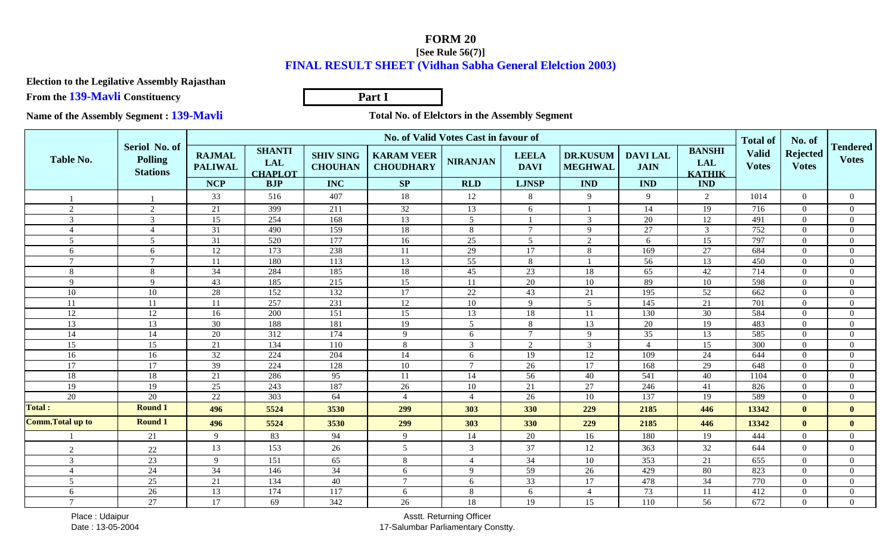# FORM 20

**[See Rule 56(7)]**

**FINAL RESULT SHEET (Vidhan Sabha General Elelction 2003)**

**Election to the Legilative Assembly Rajasthan**

**From the 139-Mavli Constituency**

**Part I**

**Name of the Assembly Segment : 139-Mavli**

**Total No. of Elelctors in the Assembly Segment**

| Table No. | Seriol No. of Polling Stations | No. of Valid Votes Cast in favour of | | | | | | | | | Total of Valid Votes | No. of Rejected Votes | Tendered Votes |
|---|---|---|---|---|---|---|---|---|---|---|---|---|---|
| | | RAJMAL PALIWAL | SHANTI LAL CHAPLOT | SHIV SING CHOUHAN | KARAM VEER CHOUDHARY | NIRANJAN | LEELA DAVI | DR.KUSUM MEGHWAL | DAVI LAL JAIN | BANSHI LAL KATHIK | | | |
| | | NCP | BJP | INC | SP | RLD | LJNSP | IND | IND | IND | | | |
| 1 | 1 | 33 | 516 | 407 | 18 | 12 | 8 | 9 | 9 | 2 | 1014 | 0 | 0 |
| 2 | 2 | 21 | 399 | 211 | 32 | 13 | 6 | 1 | 14 | 19 | 716 | 0 | 0 |
| 3 | 3 | 15 | 254 | 168 | 13 | 5 | 1 | 3 | 20 | 12 | 491 | 0 | 0 |
| 4 | 4 | 31 | 490 | 159 | 18 | 8 | 7 | 9 | 27 | 3 | 752 | 0 | 0 |
| 5 | 5 | 31 | 520 | 177 | 16 | 25 | 5 | 2 | 6 | 15 | 797 | 0 | 0 |
| 6 | 6 | 12 | 173 | 238 | 11 | 29 | 17 | 8 | 169 | 27 | 684 | 0 | 0 |
| 7 | 7 | 11 | 180 | 113 | 13 | 55 | 8 | 1 | 56 | 13 | 450 | 0 | 0 |
| 8 | 8 | 34 | 284 | 185 | 18 | 45 | 23 | 18 | 65 | 42 | 714 | 0 | 0 |
| 9 | 9 | 43 | 185 | 215 | 15 | 11 | 20 | 10 | 89 | 10 | 598 | 0 | 0 |
| 10 | 10 | 28 | 152 | 132 | 17 | 22 | 43 | 21 | 195 | 52 | 662 | 0 | 0 |
| 11 | 11 | 11 | 257 | 231 | 12 | 10 | 9 | 5 | 145 | 21 | 701 | 0 | 0 |
| 12 | 12 | 16 | 200 | 151 | 15 | 13 | 18 | 11 | 130 | 30 | 584 | 0 | 0 |
| 13 | 13 | 30 | 188 | 181 | 19 | 5 | 8 | 13 | 20 | 19 | 483 | 0 | 0 |
| 14 | 14 | 20 | 312 | 174 | 9 | 6 | 7 | 9 | 35 | 13 | 585 | 0 | 0 |
| 15 | 15 | 21 | 134 | 110 | 8 | 3 | 2 | 3 | 4 | 15 | 300 | 0 | 0 |
| 16 | 16 | 32 | 224 | 204 | 14 | 6 | 19 | 12 | 109 | 24 | 644 | 0 | 0 |
| 17 | 17 | 39 | 224 | 128 | 10 | 7 | 26 | 17 | 168 | 29 | 648 | 0 | 0 |
| 18 | 18 | 21 | 286 | 95 | 11 | 14 | 56 | 40 | 541 | 40 | 1104 | 0 | 0 |
| 19 | 19 | 25 | 243 | 187 | 26 | 10 | 21 | 27 | 246 | 41 | 826 | 0 | 0 |
| 20 | 20 | 22 | 303 | 64 | 4 | 4 | 26 | 10 | 137 | 19 | 589 | 0 | 0 |
| **Total :** | **Round 1** | **496** | **5524** | **3530** | **299** | **303** | **330** | **229** | **2185** | **446** | **13342** | **0** | **0** |
| **Comm.Total up to** | **Round 1** | **496** | **5524** | **3530** | **299** | **303** | **330** | **229** | **2185** | **446** | **13342** | **0** | **0** |
| 1 | 21 | 9 | 83 | 94 | 9 | 14 | 20 | 16 | 180 | 19 | 444 | 0 | 0 |
| 2 | 22 | 13 | 153 | 26 | 5 | 3 | 37 | 12 | 363 | 32 | 644 | 0 | 0 |
| 3 | 23 | 9 | 151 | 65 | 8 | 4 | 34 | 10 | 353 | 21 | 655 | 0 | 0 |
| 4 | 24 | 34 | 146 | 34 | 6 | 9 | 59 | 26 | 429 | 80 | 823 | 0 | 0 |
| 5 | 25 | 21 | 134 | 40 | 7 | 6 | 33 | 17 | 478 | 34 | 770 | 0 | 0 |
| 6 | 26 | 13 | 174 | 117 | 6 | 8 | 6 | 4 | 73 | 11 | 412 | 0 | 0 |
| 7 | 27 | 17 | 69 | 342 | 26 | 18 | 19 | 15 | 110 | 56 | 672 | 0 | 0 |

Place : Udaipur
Date : 13-05-2004

Asstt. Returning Officer
17-Salumbar Parliamentary Constty.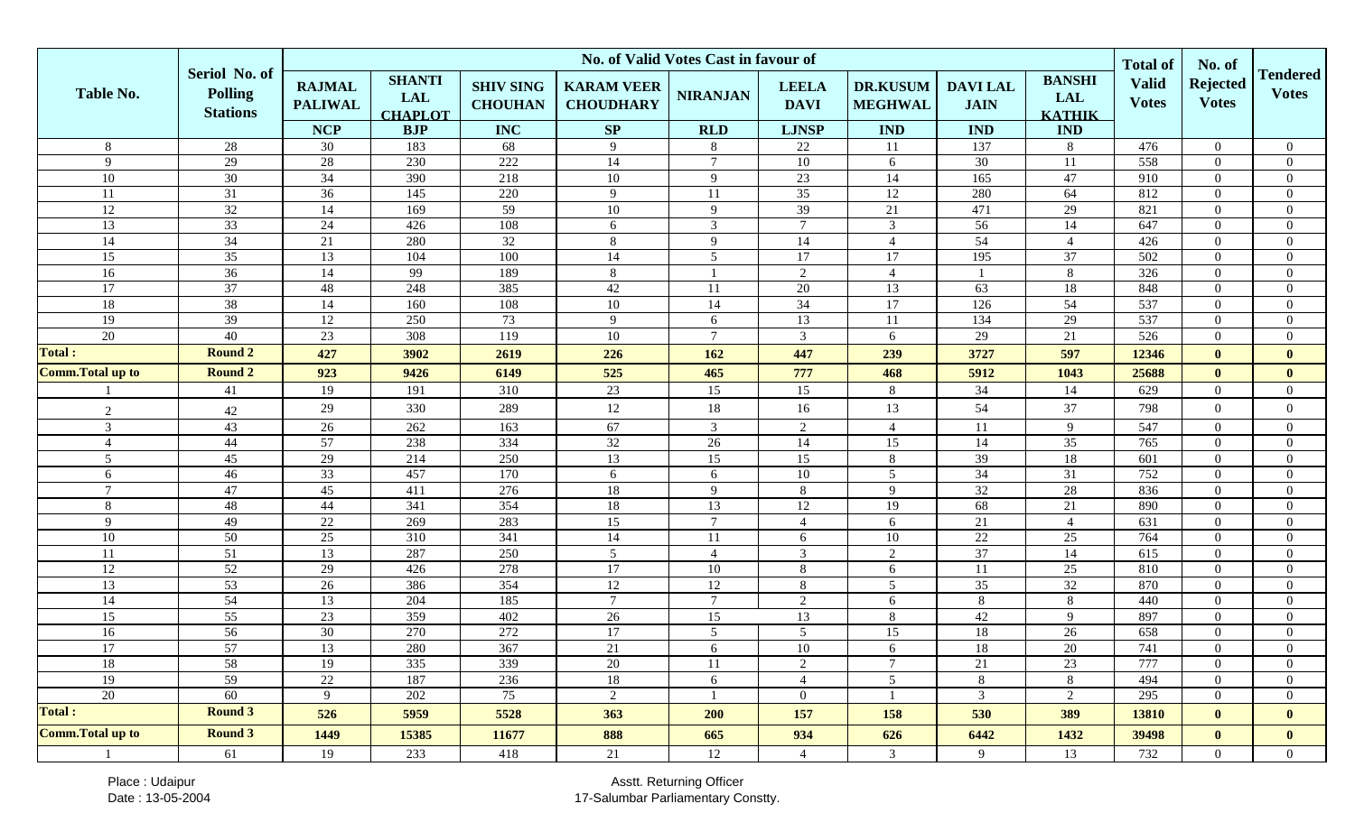| Table No. | Seriol No. of Polling Stations | No. of Valid Votes Cast in favour of | | | | | | | | | Total of Valid Votes | No. of Rejected Votes | Tendered Votes |
|---|---|---|---|---|---|---|---|---|---|---|---|---|---|
| | | RAJMAL PALIWAL | SHANTI LAL CHAPLOT | SHIV SING CHOUHAN | KARAM VEER CHOUDHARY | NIRANJAN | LEELA DAVI | DR.KUSUM MEGHWAL | DAVI LAL JAIN | BANSHI LAL KATHIK | | | |
| | | NCP | BJP | INC | SP | RLD | LJNSP | IND | IND | IND | | | |
| 8 | 28 | 30 | 183 | 68 | 9 | 8 | 22 | 11 | 137 | 8 | 476 | 0 | 0 |
| 9 | 29 | 28 | 230 | 222 | 14 | 7 | 10 | 6 | 30 | 11 | 558 | 0 | 0 |
| 10 | 30 | 34 | 390 | 218 | 10 | 9 | 23 | 14 | 165 | 47 | 910 | 0 | 0 |
| 11 | 31 | 36 | 145 | 220 | 9 | 11 | 35 | 12 | 280 | 64 | 812 | 0 | 0 |
| 12 | 32 | 14 | 169 | 59 | 10 | 9 | 39 | 21 | 471 | 29 | 821 | 0 | 0 |
| 13 | 33 | 24 | 426 | 108 | 6 | 3 | 7 | 3 | 56 | 14 | 647 | 0 | 0 |
| 14 | 34 | 21 | 280 | 32 | 8 | 9 | 14 | 4 | 54 | 4 | 426 | 0 | 0 |
| 15 | 35 | 13 | 104 | 100 | 14 | 5 | 17 | 17 | 195 | 37 | 502 | 0 | 0 |
| 16 | 36 | 14 | 99 | 189 | 8 | 1 | 2 | 4 | 1 | 8 | 326 | 0 | 0 |
| 17 | 37 | 48 | 248 | 385 | 42 | 11 | 20 | 13 | 63 | 18 | 848 | 0 | 0 |
| 18 | 38 | 14 | 160 | 108 | 10 | 14 | 34 | 17 | 126 | 54 | 537 | 0 | 0 |
| 19 | 39 | 12 | 250 | 73 | 9 | 6 | 13 | 11 | 134 | 29 | 537 | 0 | 0 |
| 20 | 40 | 23 | 308 | 119 | 10 | 7 | 3 | 6 | 29 | 21 | 526 | 0 | 0 |
| **Total :** | **Round 2** | **427** | **3902** | **2619** | **226** | **162** | **447** | **239** | **3727** | **597** | **12346** | **0** | **0** |
| **Comm.Total up to** | **Round 2** | **923** | **9426** | **6149** | **525** | **465** | **777** | **468** | **5912** | **1043** | **25688** | **0** | **0** |
| 1 | 41 | 19 | 191 | 310 | 23 | 15 | 15 | 8 | 34 | 14 | 629 | 0 | 0 |
| 2 | 42 | 29 | 330 | 289 | 12 | 18 | 16 | 13 | 54 | 37 | 798 | 0 | 0 |
| 3 | 43 | 26 | 262 | 163 | 67 | 3 | 2 | 4 | 11 | 9 | 547 | 0 | 0 |
| 4 | 44 | 57 | 238 | 334 | 32 | 26 | 14 | 15 | 14 | 35 | 765 | 0 | 0 |
| 5 | 45 | 29 | 214 | 250 | 13 | 15 | 15 | 8 | 39 | 18 | 601 | 0 | 0 |
| 6 | 46 | 33 | 457 | 170 | 6 | 6 | 10 | 5 | 34 | 31 | 752 | 0 | 0 |
| 7 | 47 | 45 | 411 | 276 | 18 | 9 | 8 | 9 | 32 | 28 | 836 | 0 | 0 |
| 8 | 48 | 44 | 341 | 354 | 18 | 13 | 12 | 19 | 68 | 21 | 890 | 0 | 0 |
| 9 | 49 | 22 | 269 | 283 | 15 | 7 | 4 | 6 | 21 | 4 | 631 | 0 | 0 |
| 10 | 50 | 25 | 310 | 341 | 14 | 11 | 6 | 10 | 22 | 25 | 764 | 0 | 0 |
| 11 | 51 | 13 | 287 | 250 | 5 | 4 | 3 | 2 | 37 | 14 | 615 | 0 | 0 |
| 12 | 52 | 29 | 426 | 278 | 17 | 10 | 8 | 6 | 11 | 25 | 810 | 0 | 0 |
| 13 | 53 | 26 | 386 | 354 | 12 | 12 | 8 | 5 | 35 | 32 | 870 | 0 | 0 |
| 14 | 54 | 13 | 204 | 185 | 7 | 7 | 2 | 6 | 8 | 8 | 440 | 0 | 0 |
| 15 | 55 | 23 | 359 | 402 | 26 | 15 | 13 | 8 | 42 | 9 | 897 | 0 | 0 |
| 16 | 56 | 30 | 270 | 272 | 17 | 5 | 5 | 15 | 18 | 26 | 658 | 0 | 0 |
| 17 | 57 | 13 | 280 | 367 | 21 | 6 | 10 | 6 | 18 | 20 | 741 | 0 | 0 |
| 18 | 58 | 19 | 335 | 339 | 20 | 11 | 2 | 7 | 21 | 23 | 777 | 0 | 0 |
| 19 | 59 | 22 | 187 | 236 | 18 | 6 | 4 | 5 | 8 | 8 | 494 | 0 | 0 |
| 20 | 60 | 9 | 202 | 75 | 2 | 1 | 0 | 1 | 3 | 2 | 295 | 0 | 0 |
| **Total :** | **Round 3** | **526** | **5959** | **5528** | **363** | **200** | **157** | **158** | **530** | **389** | **13810** | **0** | **0** |
| **Comm.Total up to** | **Round 3** | **1449** | **15385** | **11677** | **888** | **665** | **934** | **626** | **6442** | **1432** | **39498** | **0** | **0** |
| 1 | 61 | 19 | 233 | 418 | 21 | 12 | 4 | 3 | 9 | 13 | 732 | 0 | 0 |

Place : Udaipur
Date : 13-05-2004

Asstt. Returning Officer
17-Salumbar Parliamentary Constty.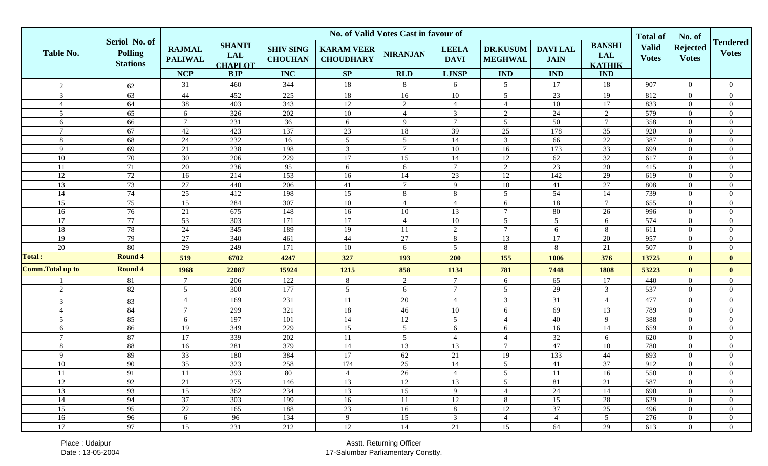| Table No. | Seriol No. of Polling Stations | No. of Valid Votes Cast in favour of | | | | | | | | | Total of Valid Votes | No. of Rejected Votes | Tendered Votes |
|---|---|---|---|---|---|---|---|---|---|---|---|---|---|
| | | RAJMAL PALIWAL | SHANTI LAL CHAPLOT | SHIV SING CHOUHAN | KARAM VEER CHOUDHARY | NIRANJAN | LEELA DAVI | DR.KUSUM MEGHWAL | DAVI LAL JAIN | BANSHI LAL KATHIK | | | |
| | | NCP | BJP | INC | SP | RLD | LJNSP | IND | IND | IND | | | |
| 2 | 62 | 31 | 460 | 344 | 18 | 8 | 6 | 5 | 17 | 18 | 907 | 0 | 0 |
| 3 | 63 | 44 | 452 | 225 | 18 | 16 | 10 | 5 | 23 | 19 | 812 | 0 | 0 |
| 4 | 64 | 38 | 403 | 343 | 12 | 2 | 4 | 4 | 10 | 17 | 833 | 0 | 0 |
| 5 | 65 | 6 | 326 | 202 | 10 | 4 | 3 | 2 | 24 | 2 | 579 | 0 | 0 |
| 6 | 66 | 7 | 231 | 36 | 6 | 9 | 7 | 5 | 50 | 7 | 358 | 0 | 0 |
| 7 | 67 | 42 | 423 | 137 | 23 | 18 | 39 | 25 | 178 | 35 | 920 | 0 | 0 |
| 8 | 68 | 24 | 232 | 16 | 5 | 5 | 14 | 3 | 66 | 22 | 387 | 0 | 0 |
| 9 | 69 | 21 | 238 | 198 | 3 | 7 | 10 | 16 | 173 | 33 | 699 | 0 | 0 |
| 10 | 70 | 30 | 206 | 229 | 17 | 15 | 14 | 12 | 62 | 32 | 617 | 0 | 0 |
| 11 | 71 | 20 | 236 | 95 | 6 | 6 | 7 | 2 | 23 | 20 | 415 | 0 | 0 |
| 12 | 72 | 16 | 214 | 153 | 16 | 14 | 23 | 12 | 142 | 29 | 619 | 0 | 0 |
| 13 | 73 | 27 | 440 | 206 | 41 | 7 | 9 | 10 | 41 | 27 | 808 | 0 | 0 |
| 14 | 74 | 25 | 412 | 198 | 15 | 8 | 8 | 5 | 54 | 14 | 739 | 0 | 0 |
| 15 | 75 | 15 | 284 | 307 | 10 | 4 | 4 | 6 | 18 | 7 | 655 | 0 | 0 |
| 16 | 76 | 21 | 675 | 148 | 16 | 10 | 13 | 7 | 80 | 26 | 996 | 0 | 0 |
| 17 | 77 | 53 | 303 | 171 | 17 | 4 | 10 | 5 | 5 | 6 | 574 | 0 | 0 |
| 18 | 78 | 24 | 345 | 189 | 19 | 11 | 2 | 7 | 6 | 8 | 611 | 0 | 0 |
| 19 | 79 | 27 | 340 | 461 | 44 | 27 | 8 | 13 | 17 | 20 | 957 | 0 | 0 |
| 20 | 80 | 29 | 249 | 171 | 10 | 6 | 5 | 8 | 8 | 21 | 507 | 0 | 0 |
| **Total :** | **Round 4** | **519** | **6702** | **4247** | **327** | **193** | **200** | **155** | **1006** | **376** | **13725** | **0** | **0** |
| **Comm.Total up to** | **Round 4** | **1968** | **22087** | **15924** | **1215** | **858** | **1134** | **781** | **7448** | **1808** | **53223** | **0** | **0** |
| 1 | 81 | 7 | 206 | 122 | 8 | 2 | 7 | 6 | 65 | 17 | 440 | 0 | 0 |
| 2 | 82 | 5 | 300 | 177 | 5 | 6 | 7 | 5 | 29 | 3 | 537 | 0 | 0 |
| 3 | 83 | 4 | 169 | 231 | 11 | 20 | 4 | 3 | 31 | 4 | 477 | 0 | 0 |
| 4 | 84 | 7 | 299 | 321 | 18 | 46 | 10 | 6 | 69 | 13 | 789 | 0 | 0 |
| 5 | 85 | 6 | 197 | 101 | 14 | 12 | 5 | 4 | 40 | 9 | 388 | 0 | 0 |
| 6 | 86 | 19 | 349 | 229 | 15 | 5 | 6 | 6 | 16 | 14 | 659 | 0 | 0 |
| 7 | 87 | 17 | 339 | 202 | 11 | 5 | 4 | 4 | 32 | 6 | 620 | 0 | 0 |
| 8 | 88 | 16 | 281 | 379 | 14 | 13 | 13 | 7 | 47 | 10 | 780 | 0 | 0 |
| 9 | 89 | 33 | 180 | 384 | 17 | 62 | 21 | 19 | 133 | 44 | 893 | 0 | 0 |
| 10 | 90 | 35 | 323 | 258 | 174 | 25 | 14 | 5 | 41 | 37 | 912 | 0 | 0 |
| 11 | 91 | 11 | 393 | 80 | 4 | 26 | 4 | 5 | 11 | 16 | 550 | 0 | 0 |
| 12 | 92 | 21 | 275 | 146 | 13 | 12 | 13 | 5 | 81 | 21 | 587 | 0 | 0 |
| 13 | 93 | 15 | 362 | 234 | 13 | 15 | 9 | 4 | 24 | 14 | 690 | 0 | 0 |
| 14 | 94 | 37 | 303 | 199 | 16 | 11 | 12 | 8 | 15 | 28 | 629 | 0 | 0 |
| 15 | 95 | 22 | 165 | 188 | 23 | 16 | 8 | 12 | 37 | 25 | 496 | 0 | 0 |
| 16 | 96 | 6 | 96 | 134 | 9 | 15 | 3 | 4 | 4 | 5 | 276 | 0 | 0 |
| 17 | 97 | 15 | 231 | 212 | 12 | 14 | 21 | 15 | 64 | 29 | 613 | 0 | 0 |

Place : Udaipur
Date : 13-05-2004

Asstt. Returning Officer
17-Salumbar Parliamentary Constty.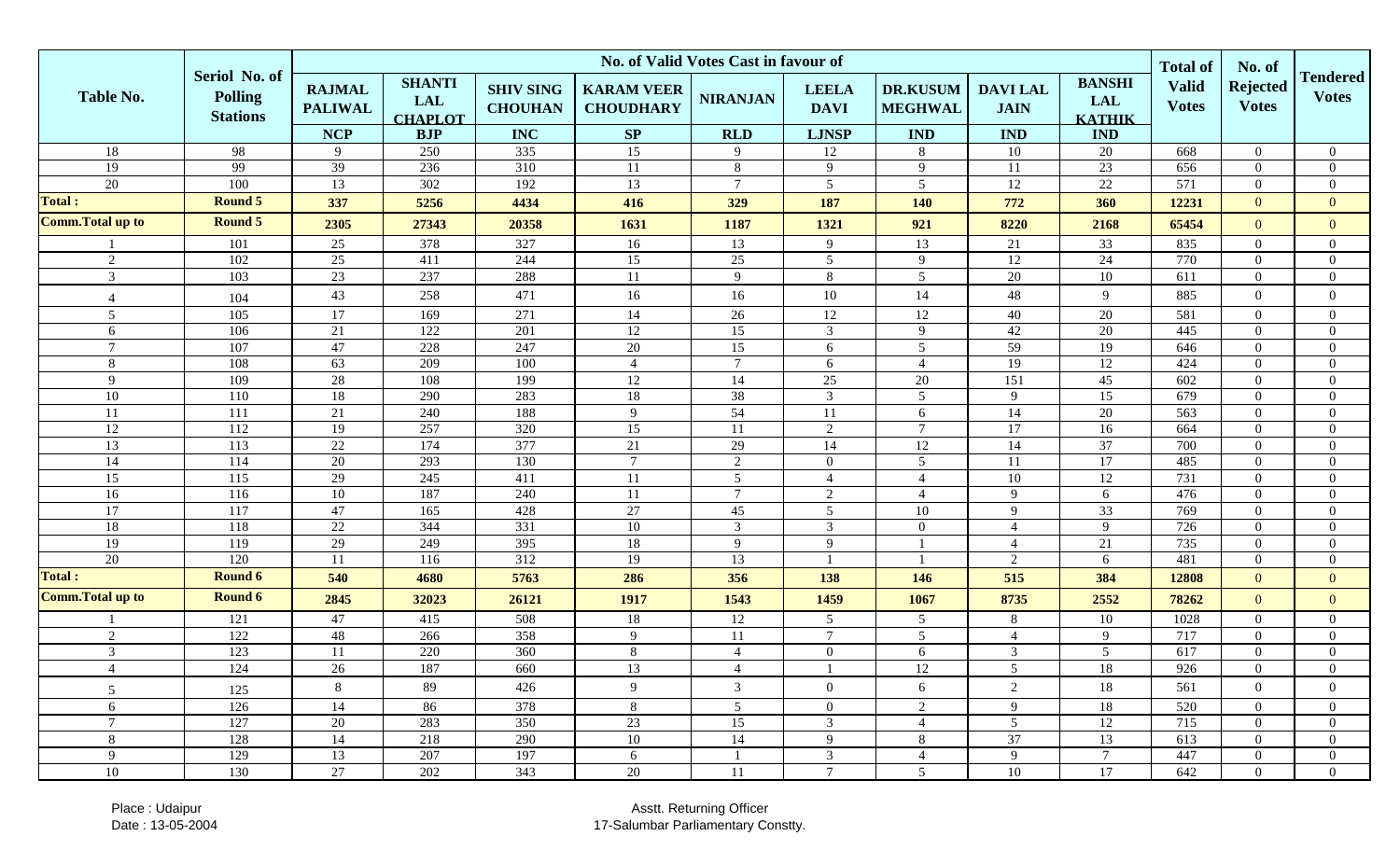| Table No. | Seriol No. of Polling Stations | No. of Valid Votes Cast in favour of | | | | | | | | | Total of Valid Votes | No. of Rejected Votes | Tendered Votes |
|---|---|---|---|---|---|---|---|---|---|---|---|---|---|
| | | RAJMAL PALIWAL | SHANTI LAL CHAPLOT | SHIV SING CHOUHAN | KARAM VEER CHOUDHARY | NIRANJAN | LEELA DAVI | DR.KUSUM MEGHWAL | DAVI LAL JAIN | BANSHI LAL KATHIK | | | |
| | | NCP | BJP | INC | SP | RLD | LJNSP | IND | IND | IND | | | |
| 18 | 98 | 9 | 250 | 335 | 15 | 9 | 12 | 8 | 10 | 20 | 668 | 0 | 0 |
| 19 | 99 | 39 | 236 | 310 | 11 | 8 | 9 | 9 | 11 | 23 | 656 | 0 | 0 |
| 20 | 100 | 13 | 302 | 192 | 13 | 7 | 5 | 5 | 12 | 22 | 571 | 0 | 0 |
| **Total :** | **Round 5** | **337** | **5256** | **4434** | **416** | **329** | **187** | **140** | **772** | **360** | **12231** | **0** | **0** |
| **Comm.Total up to** | **Round 5** | **2305** | **27343** | **20358** | **1631** | **1187** | **1321** | **921** | **8220** | **2168** | **65454** | **0** | **0** |
| 1 | 101 | 25 | 378 | 327 | 16 | 13 | 9 | 13 | 21 | 33 | 835 | 0 | 0 |
| 2 | 102 | 25 | 411 | 244 | 15 | 25 | 5 | 9 | 12 | 24 | 770 | 0 | 0 |
| 3 | 103 | 23 | 237 | 288 | 11 | 9 | 8 | 5 | 20 | 10 | 611 | 0 | 0 |
| 4 | 104 | 43 | 258 | 471 | 16 | 16 | 10 | 14 | 48 | 9 | 885 | 0 | 0 |
| 5 | 105 | 17 | 169 | 271 | 14 | 26 | 12 | 12 | 40 | 20 | 581 | 0 | 0 |
| 6 | 106 | 21 | 122 | 201 | 12 | 15 | 3 | 9 | 42 | 20 | 445 | 0 | 0 |
| 7 | 107 | 47 | 228 | 247 | 20 | 15 | 6 | 5 | 59 | 19 | 646 | 0 | 0 |
| 8 | 108 | 63 | 209 | 100 | 4 | 7 | 6 | 4 | 19 | 12 | 424 | 0 | 0 |
| 9 | 109 | 28 | 108 | 199 | 12 | 14 | 25 | 20 | 151 | 45 | 602 | 0 | 0 |
| 10 | 110 | 18 | 290 | 283 | 18 | 38 | 3 | 5 | 9 | 15 | 679 | 0 | 0 |
| 11 | 111 | 21 | 240 | 188 | 9 | 54 | 11 | 6 | 14 | 20 | 563 | 0 | 0 |
| 12 | 112 | 19 | 257 | 320 | 15 | 11 | 2 | 7 | 17 | 16 | 664 | 0 | 0 |
| 13 | 113 | 22 | 174 | 377 | 21 | 29 | 14 | 12 | 14 | 37 | 700 | 0 | 0 |
| 14 | 114 | 20 | 293 | 130 | 7 | 2 | 0 | 5 | 11 | 17 | 485 | 0 | 0 |
| 15 | 115 | 29 | 245 | 411 | 11 | 5 | 4 | 4 | 10 | 12 | 731 | 0 | 0 |
| 16 | 116 | 10 | 187 | 240 | 11 | 7 | 2 | 4 | 9 | 6 | 476 | 0 | 0 |
| 17 | 117 | 47 | 165 | 428 | 27 | 45 | 5 | 10 | 9 | 33 | 769 | 0 | 0 |
| 18 | 118 | 22 | 344 | 331 | 10 | 3 | 3 | 0 | 4 | 9 | 726 | 0 | 0 |
| 19 | 119 | 29 | 249 | 395 | 18 | 9 | 9 | 1 | 4 | 21 | 735 | 0 | 0 |
| 20 | 120 | 11 | 116 | 312 | 19 | 13 | 1 | 1 | 2 | 6 | 481 | 0 | 0 |
| **Total :** | **Round 6** | **540** | **4680** | **5763** | **286** | **356** | **138** | **146** | **515** | **384** | **12808** | **0** | **0** |
| **Comm.Total up to** | **Round 6** | **2845** | **32023** | **26121** | **1917** | **1543** | **1459** | **1067** | **8735** | **2552** | **78262** | **0** | **0** |
| 1 | 121 | 47 | 415 | 508 | 18 | 12 | 5 | 5 | 8 | 10 | 1028 | 0 | 0 |
| 2 | 122 | 48 | 266 | 358 | 9 | 11 | 7 | 5 | 4 | 9 | 717 | 0 | 0 |
| 3 | 123 | 11 | 220 | 360 | 8 | 4 | 0 | 6 | 3 | 5 | 617 | 0 | 0 |
| 4 | 124 | 26 | 187 | 660 | 13 | 4 | 1 | 12 | 5 | 18 | 926 | 0 | 0 |
| 5 | 125 | 8 | 89 | 426 | 9 | 3 | 0 | 6 | 2 | 18 | 561 | 0 | 0 |
| 6 | 126 | 14 | 86 | 378 | 8 | 5 | 0 | 2 | 9 | 18 | 520 | 0 | 0 |
| 7 | 127 | 20 | 283 | 350 | 23 | 15 | 3 | 4 | 5 | 12 | 715 | 0 | 0 |
| 8 | 128 | 14 | 218 | 290 | 10 | 14 | 9 | 8 | 37 | 13 | 613 | 0 | 0 |
| 9 | 129 | 13 | 207 | 197 | 6 | 1 | 3 | 4 | 9 | 7 | 447 | 0 | 0 |
| 10 | 130 | 27 | 202 | 343 | 20 | 11 | 7 | 5 | 10 | 17 | 642 | 0 | 0 |

Place : Udaipur
Date : 13-05-2004

Asstt. Returning Officer
17-Salumbar Parliamentary Constty.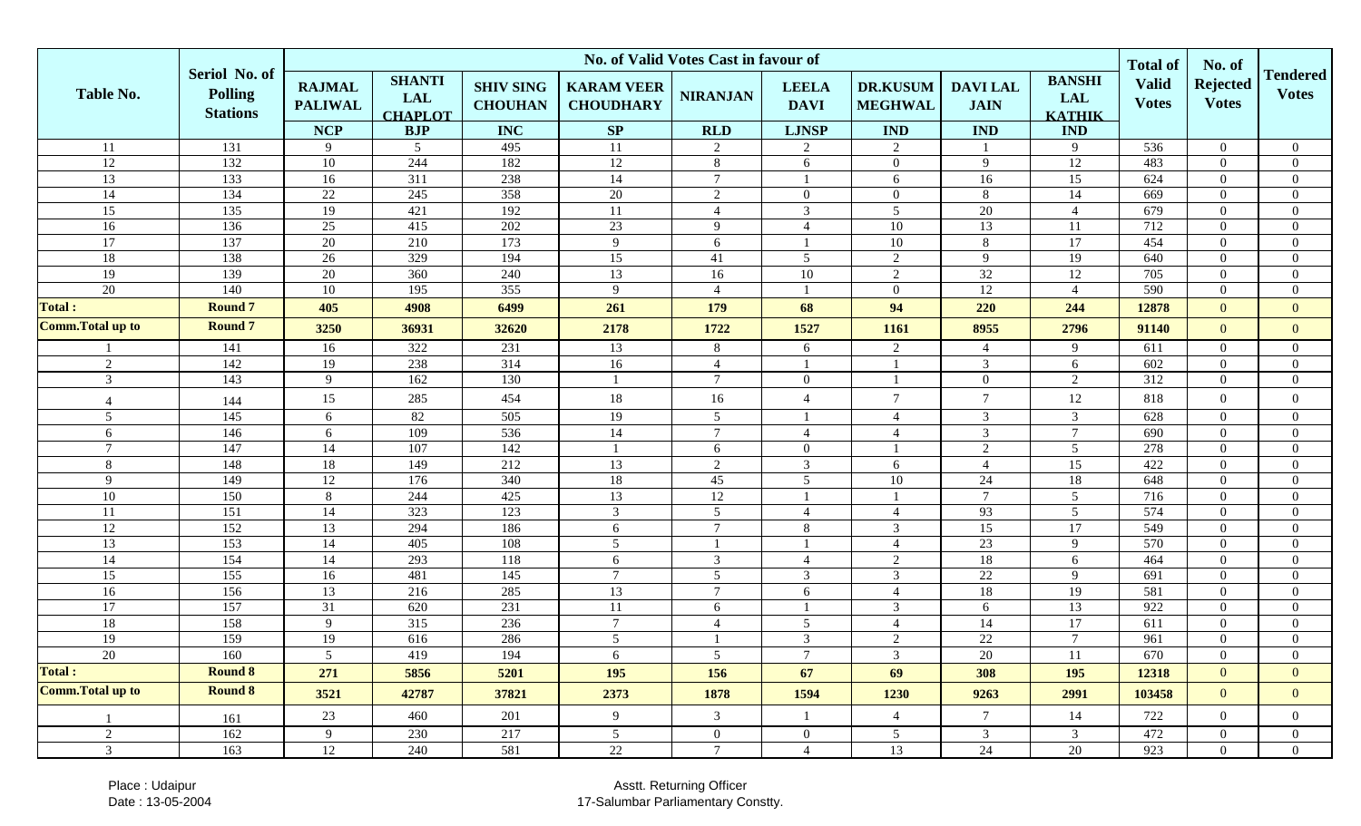| Table No. | Seriol No. of Polling Stations | No. of Valid Votes Cast in favour of | | | | | | | | | Total of Valid Votes | No. of Rejected Votes | Tendered Votes |
|---|---|---|---|---|---|---|---|---|---|---|---|---|---|
| | | RAJMAL PALIWAL | SHANTI LAL CHAPLOT | SHIV SING CHOUHAN | KARAM VEER CHOUDHARY | NIRANJAN | LEELA DAVI | DR.KUSUM MEGHWAL | DAVI LAL JAIN | BANSHI LAL KATHIK | | | |
| | | NCP | BJP | INC | SP | RLD | LJNSP | IND | IND | IND | | | |
| 11 | 131 | 9 | 5 | 495 | 11 | 2 | 2 | 2 | 1 | 9 | 536 | 0 | 0 |
| 12 | 132 | 10 | 244 | 182 | 12 | 8 | 6 | 0 | 9 | 12 | 483 | 0 | 0 |
| 13 | 133 | 16 | 311 | 238 | 14 | 7 | 1 | 6 | 16 | 15 | 624 | 0 | 0 |
| 14 | 134 | 22 | 245 | 358 | 20 | 2 | 0 | 0 | 8 | 14 | 669 | 0 | 0 |
| 15 | 135 | 19 | 421 | 192 | 11 | 4 | 3 | 5 | 20 | 4 | 679 | 0 | 0 |
| 16 | 136 | 25 | 415 | 202 | 23 | 9 | 4 | 10 | 13 | 11 | 712 | 0 | 0 |
| 17 | 137 | 20 | 210 | 173 | 9 | 6 | 1 | 10 | 8 | 17 | 454 | 0 | 0 |
| 18 | 138 | 26 | 329 | 194 | 15 | 41 | 5 | 2 | 9 | 19 | 640 | 0 | 0 |
| 19 | 139 | 20 | 360 | 240 | 13 | 16 | 10 | 2 | 32 | 12 | 705 | 0 | 0 |
| 20 | 140 | 10 | 195 | 355 | 9 | 4 | 1 | 0 | 12 | 4 | 590 | 0 | 0 |
| **Total :** | **Round 7** | **405** | **4908** | **6499** | **261** | **179** | **68** | **94** | **220** | **244** | **12878** | 0 | 0 |
| **Comm.Total up to** | **Round 7** | **3250** | **36931** | **32620** | **2178** | **1722** | **1527** | **1161** | **8955** | **2796** | **91140** | 0 | 0 |
| 1 | 141 | 16 | 322 | 231 | 13 | 8 | 6 | 2 | 4 | 9 | 611 | 0 | 0 |
| 2 | 142 | 19 | 238 | 314 | 16 | 4 | 1 | 1 | 3 | 6 | 602 | 0 | 0 |
| 3 | 143 | 9 | 162 | 130 | 1 | 7 | 0 | 1 | 0 | 2 | 312 | 0 | 0 |
| 4 | 144 | 15 | 285 | 454 | 18 | 16 | 4 | 7 | 7 | 12 | 818 | 0 | 0 |
| 5 | 145 | 6 | 82 | 505 | 19 | 5 | 1 | 4 | 3 | 3 | 628 | 0 | 0 |
| 6 | 146 | 6 | 109 | 536 | 14 | 7 | 4 | 4 | 3 | 7 | 690 | 0 | 0 |
| 7 | 147 | 14 | 107 | 142 | 1 | 6 | 0 | 1 | 2 | 5 | 278 | 0 | 0 |
| 8 | 148 | 18 | 149 | 212 | 13 | 2 | 3 | 6 | 4 | 15 | 422 | 0 | 0 |
| 9 | 149 | 12 | 176 | 340 | 18 | 45 | 5 | 10 | 24 | 18 | 648 | 0 | 0 |
| 10 | 150 | 8 | 244 | 425 | 13 | 12 | 1 | 1 | 7 | 5 | 716 | 0 | 0 |
| 11 | 151 | 14 | 323 | 123 | 3 | 5 | 4 | 4 | 93 | 5 | 574 | 0 | 0 |
| 12 | 152 | 13 | 294 | 186 | 6 | 7 | 8 | 3 | 15 | 17 | 549 | 0 | 0 |
| 13 | 153 | 14 | 405 | 108 | 5 | 1 | 1 | 4 | 23 | 9 | 570 | 0 | 0 |
| 14 | 154 | 14 | 293 | 118 | 6 | 3 | 4 | 2 | 18 | 6 | 464 | 0 | 0 |
| 15 | 155 | 16 | 481 | 145 | 7 | 5 | 3 | 3 | 22 | 9 | 691 | 0 | 0 |
| 16 | 156 | 13 | 216 | 285 | 13 | 7 | 6 | 4 | 18 | 19 | 581 | 0 | 0 |
| 17 | 157 | 31 | 620 | 231 | 11 | 6 | 1 | 3 | 6 | 13 | 922 | 0 | 0 |
| 18 | 158 | 9 | 315 | 236 | 7 | 4 | 5 | 4 | 14 | 17 | 611 | 0 | 0 |
| 19 | 159 | 19 | 616 | 286 | 5 | 1 | 3 | 2 | 22 | 7 | 961 | 0 | 0 |
| 20 | 160 | 5 | 419 | 194 | 6 | 5 | 7 | 3 | 20 | 11 | 670 | 0 | 0 |
| **Total :** | **Round 8** | **271** | **5856** | **5201** | **195** | **156** | **67** | **69** | **308** | **195** | **12318** | 0 | 0 |
| **Comm.Total up to** | **Round 8** | **3521** | **42787** | **37821** | **2373** | **1878** | **1594** | **1230** | **9263** | **2991** | **103458** | 0 | 0 |
| 1 | 161 | 23 | 460 | 201 | 9 | 3 | 1 | 4 | 7 | 14 | 722 | 0 | 0 |
| 2 | 162 | 9 | 230 | 217 | 5 | 0 | 0 | 5 | 3 | 3 | 472 | 0 | 0 |
| 3 | 163 | 12 | 240 | 581 | 22 | 7 | 4 | 13 | 24 | 20 | 923 | 0 | 0 |

Place : Udaipur
Date : 13-05-2004

Asstt. Returning Officer
17-Salumbar Parliamentary Constty.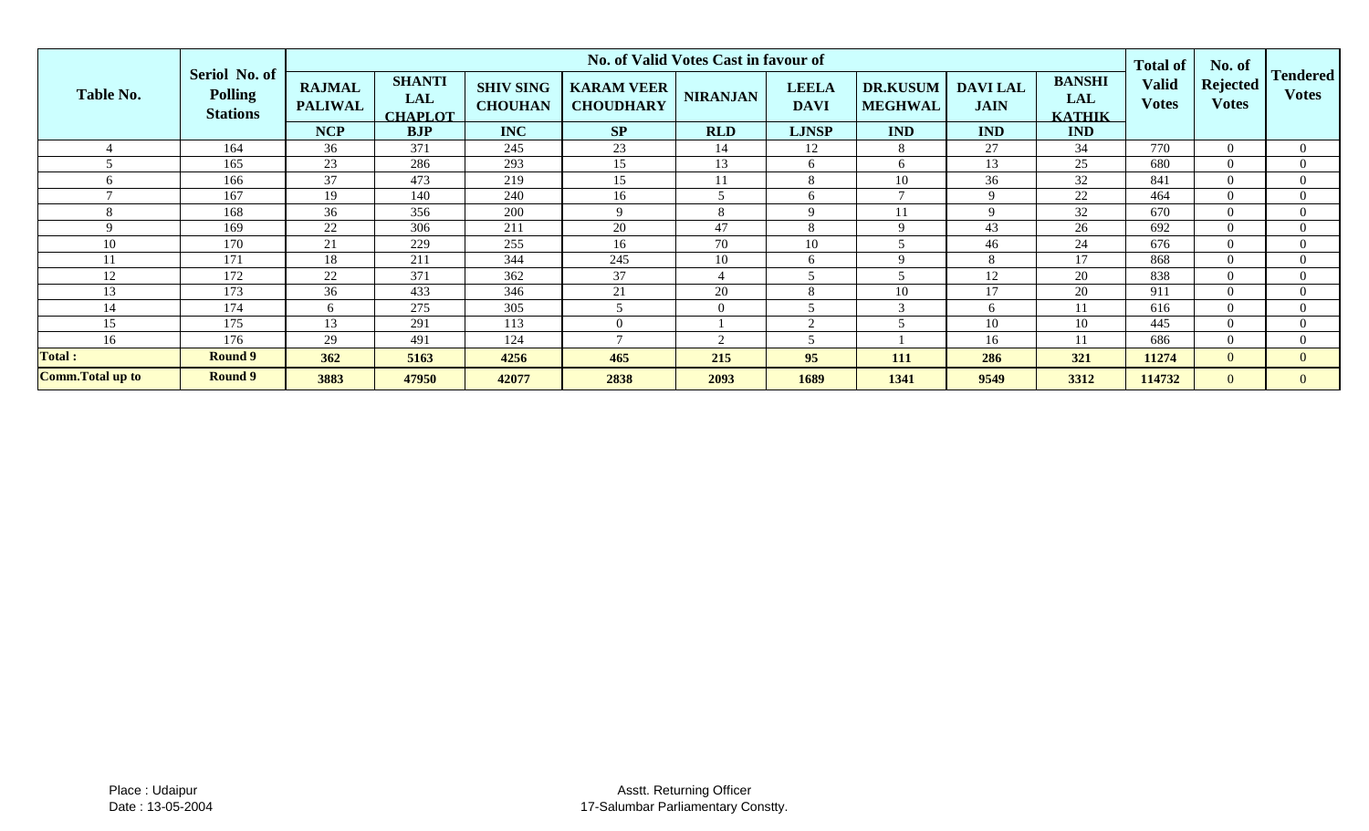| Table No. | Seriol No. of Polling Stations | No. of Valid Votes Cast in favour of | | | | | | | | | Total of Valid Votes | No. of Rejected Votes | Tendered Votes |
|---|---|---|---|---|---|---|---|---|---|---|---|---|---|
| | | RAJMAL PALIWAL | SHANTI LAL CHAPLOT | SHIV SING CHOUHAN | KARAM VEER CHOUDHARY | NIRANJAN | LEELA DAVI | DR.KUSUM MEGHWAL | DAVI LAL JAIN | BANSHI LAL KATHIK | | | |
| | | NCP | BJP | INC | SP | RLD | LJNSP | IND | IND | IND | | | |
| 4 | 164 | 36 | 371 | 245 | 23 | 14 | 12 | 8 | 27 | 34 | 770 | 0 | 0 |
| 5 | 165 | 23 | 286 | 293 | 15 | 13 | 6 | 6 | 13 | 25 | 680 | 0 | 0 |
| 6 | 166 | 37 | 473 | 219 | 15 | 11 | 8 | 10 | 36 | 32 | 841 | 0 | 0 |
| 7 | 167 | 19 | 140 | 240 | 16 | 5 | 6 | 7 | 9 | 22 | 464 | 0 | 0 |
| 8 | 168 | 36 | 356 | 200 | 9 | 8 | 9 | 11 | 9 | 32 | 670 | 0 | 0 |
| 9 | 169 | 22 | 306 | 211 | 20 | 47 | 8 | 9 | 43 | 26 | 692 | 0 | 0 |
| 10 | 170 | 21 | 229 | 255 | 16 | 70 | 10 | 5 | 46 | 24 | 676 | 0 | 0 |
| 11 | 171 | 18 | 211 | 344 | 245 | 10 | 6 | 9 | 8 | 17 | 868 | 0 | 0 |
| 12 | 172 | 22 | 371 | 362 | 37 | 4 | 5 | 5 | 12 | 20 | 838 | 0 | 0 |
| 13 | 173 | 36 | 433 | 346 | 21 | 20 | 8 | 10 | 17 | 20 | 911 | 0 | 0 |
| 14 | 174 | 6 | 275 | 305 | 5 | 0 | 5 | 3 | 6 | 11 | 616 | 0 | 0 |
| 15 | 175 | 13 | 291 | 113 | 0 | 1 | 2 | 5 | 10 | 10 | 445 | 0 | 0 |
| 16 | 176 | 29 | 491 | 124 | 7 | 2 | 5 | 1 | 16 | 11 | 686 | 0 | 0 |
| **Total :** | **Round 9** | **362** | **5163** | **4256** | **465** | **215** | **95** | **111** | **286** | **321** | **11274** | 0 | 0 |
| **Comm.Total up to** | **Round 9** | **3883** | **47950** | **42077** | **2838** | **2093** | **1689** | **1341** | **9549** | **3312** | **114732** | 0 | 0 |

Place : Udaipur
Date : 13-05-2004

Asstt. Returning Officer
17-Salumbar Parliamentary Constty.